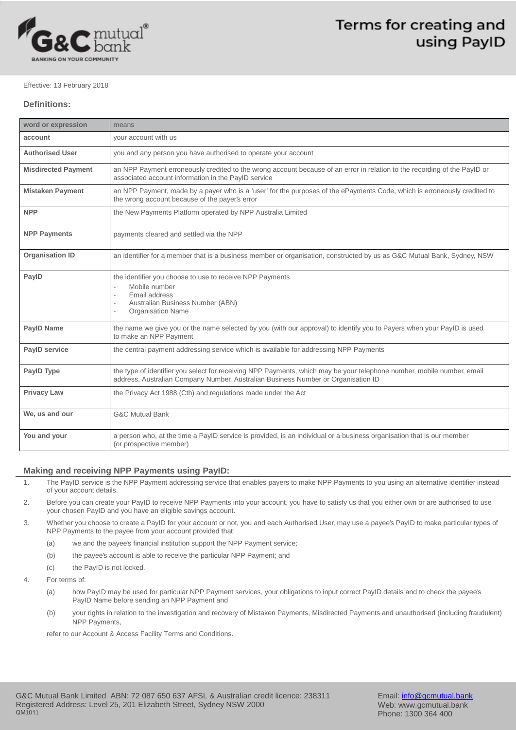# Terms for creating and using PayID

Effective: 13 February 2018

## Definitions:

| word or expression | means |
|---|---|
| **account** | your account with us |
| **Authorised User** | you and any person you have authorised to operate your account |
| **Misdirected Payment** | an NPP Payment erroneously credited to the wrong account because of an error in relation to the recording of the PayID or associated account information in the PayID service |
| **Mistaken Payment** | an NPP Payment, made by a payer who is a 'user' for the purposes of the ePayments Code, which is erroneously credited to the wrong account because of the payer's error |
| **NPP** | the New Payments Platform operated by NPP Australia Limited |
| **NPP Payments** | payments cleared and settled via the NPP |
| **Organisation ID** | an identifier for a member that is a business member or organisation, constructed by us as G&C Mutual Bank, Sydney, NSW |
| **PayID** | the identifier you choose to use to receive NPP Payments<br>- Mobile number<br>- Email address<br>- Australian Business Number (ABN)<br>- Organisation Name |
| **PayID Name** | the name we give you or the name selected by you (with our approval) to identify you to Payers when your PayID is used to make an NPP Payment |
| **PayID service** | the central payment addressing service which is available for addressing NPP Payments |
| **PayID Type** | the type of identifier you select for receiving NPP Payments, which may be your telephone number, mobile number, email address, Australian Company Number, Australian Business Number or Organisation ID |
| **Privacy Law** | the Privacy Act 1988 (Cth) and regulations made under the Act |
| **We, us and our** | G&C Mutual Bank |
| **You and your** | a person who, at the time a PayID service is provided, is an individual or a business organisation that is our member (or prospective member) |

## Making and receiving NPP Payments using PayID:

1. The PayID service is the NPP Payment addressing service that enables payers to make NPP Payments to you using an alternative identifier instead of your account details.
2. Before you can create your PayID to receive NPP Payments into your account, you have to satisfy us that you either own or are authorised to use your chosen PayID and you have an eligible savings account.
3. Whether you choose to create a PayID for your account or not, you and each Authorised User, may use a payee's PayID to make particular types of NPP Payments to the payee from your account provided that:
   (a) we and the payee's financial institution support the NPP Payment service;
   (b) the payee's account is able to receive the particular NPP Payment; and
   (c) the PayID is not locked.
4. For terms of:
   (a) how PayID may be used for particular NPP Payment services, your obligations to input correct PayID details and to check the payee's PayID Name before sending an NPP Payment and
   (b) your rights in relation to the investigation and recovery of Mistaken Payments, Misdirected Payments and unauthorised (including fraudulent) NPP Payments,

   refer to our Account & Access Facility Terms and Conditions.

G&C Mutual Bank Limited ABN: 72 087 650 637 AFSL & Australian credit licence: 238311
Registered Address: Level 25, 201 Elizabeth Street, Sydney NSW 2000
QM1011

Email: info@gcmutual.bank
Web: www.gcmutual.bank
Phone: 1300 364 400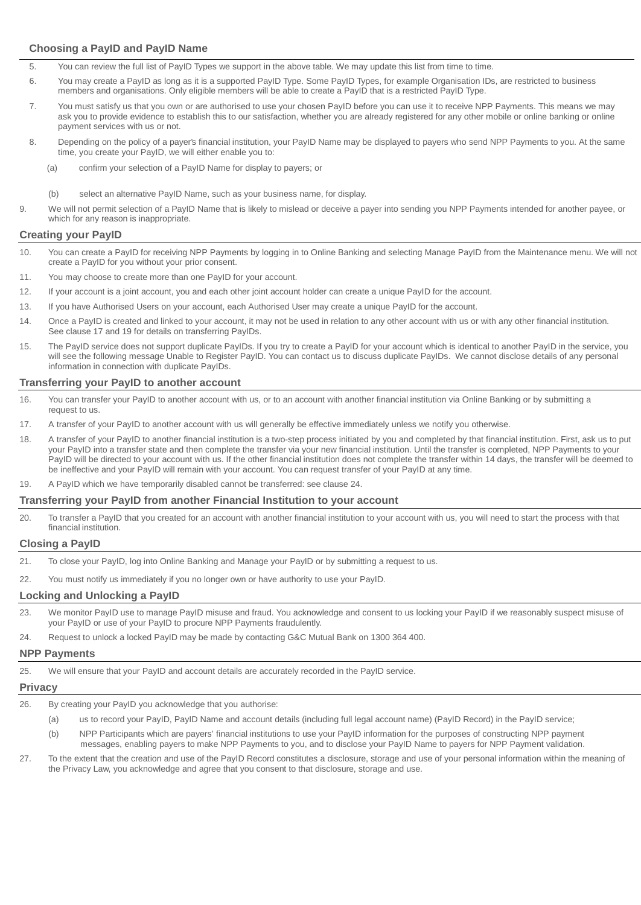### Choosing a PayID and PayID Name

5. You can review the full list of PayID Types we support in the above table. We may update this list from time to time.
6. You may create a PayID as long as it is a supported PayID Type. Some PayID Types, for example Organisation IDs, are restricted to business members and organisations. Only eligible members will be able to create a PayID that is a restricted PayID Type.
7. You must satisfy us that you own or are authorised to use your chosen PayID before you can use it to receive NPP Payments. This means we may ask you to provide evidence to establish this to our satisfaction, whether you are already registered for any other mobile or online banking or online payment services with us or not.
8. Depending on the policy of a payer's financial institution, your PayID Name may be displayed to payers who send NPP Payments to you. At the same time, you create your PayID, we will either enable you to:
   (a) confirm your selection of a PayID Name for display to payers; or
   (b) select an alternative PayID Name, such as your business name, for display.
9. We will not permit selection of a PayID Name that is likely to mislead or deceive a payer into sending you NPP Payments intended for another payee, or which for any reason is inappropriate.

### Creating your PayID

10. You can create a PayID for receiving NPP Payments by logging in to Online Banking and selecting Manage PayID from the Maintenance menu. We will not create a PayID for you without your prior consent.
11. You may choose to create more than one PayID for your account.
12. If your account is a joint account, you and each other joint account holder can create a unique PayID for the account.
13. If you have Authorised Users on your account, each Authorised User may create a unique PayID for the account.
14. Once a PayID is created and linked to your account, it may not be used in relation to any other account with us or with any other financial institution. See clause 17 and 19 for details on transferring PayIDs.
15. The PayID service does not support duplicate PayIDs. If you try to create a PayID for your account which is identical to another PayID in the service, you will see the following message Unable to Register PayID. You can contact us to discuss duplicate PayIDs. We cannot disclose details of any personal information in connection with duplicate PayIDs.

### Transferring your PayID to another account

16. You can transfer your PayID to another account with us, or to an account with another financial institution via Online Banking or by submitting a request to us.
17. A transfer of your PayID to another account with us will generally be effective immediately unless we notify you otherwise.
18. A transfer of your PayID to another financial institution is a two-step process initiated by you and completed by that financial institution. First, ask us to put your PayID into a transfer state and then complete the transfer via your new financial institution. Until the transfer is completed, NPP Payments to your PayID will be directed to your account with us. If the other financial institution does not complete the transfer within 14 days, the transfer will be deemed to be ineffective and your PayID will remain with your account. You can request transfer of your PayID at any time.
19. A PayID which we have temporarily disabled cannot be transferred: see clause 24.

### Transferring your PayID from another Financial Institution to your account

20. To transfer a PayID that you created for an account with another financial institution to your account with us, you will need to start the process with that financial institution.

### Closing a PayID

21. To close your PayID, log into Online Banking and Manage your PayID or by submitting a request to us.
22. You must notify us immediately if you no longer own or have authority to use your PayID.

### Locking and Unlocking a PayID

23. We monitor PayID use to manage PayID misuse and fraud. You acknowledge and consent to us locking your PayID if we reasonably suspect misuse of your PayID or use of your PayID to procure NPP Payments fraudulently.
24. Request to unlock a locked PayID may be made by contacting G&C Mutual Bank on 1300 364 400.

### NPP Payments

25. We will ensure that your PayID and account details are accurately recorded in the PayID service.

### Privacy

26. By creating your PayID you acknowledge that you authorise:
   (a) us to record your PayID, PayID Name and account details (including full legal account name) (PayID Record) in the PayID service;
   (b) NPP Participants which are payers' financial institutions to use your PayID information for the purposes of constructing NPP payment messages, enabling payers to make NPP Payments to you, and to disclose your PayID Name to payers for NPP Payment validation.
27. To the extent that the creation and use of the PayID Record constitutes a disclosure, storage and use of your personal information within the meaning of the Privacy Law, you acknowledge and agree that you consent to that disclosure, storage and use.